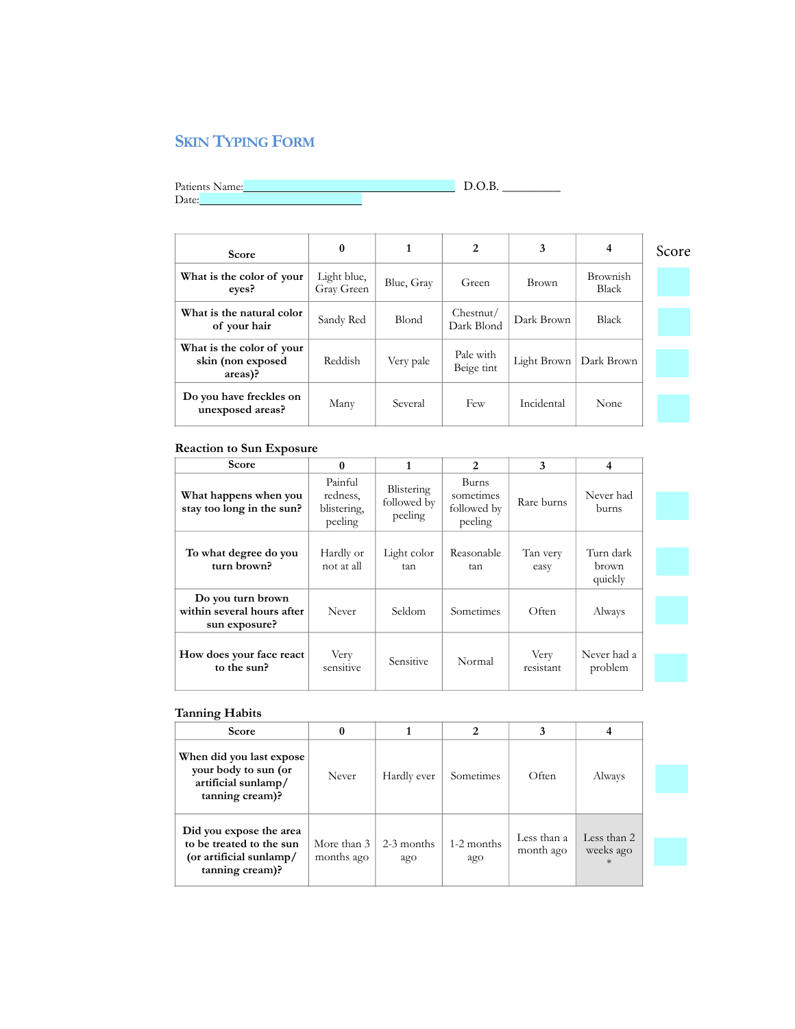# Skin Typing Form

Patients Name: ______________________ D.O.B. _________
Date: ______________________

| Score | 0 | 1 | 2 | 3 | 4 | Score |
|---|---|---|---|---|---|---|
| **What is the color of your eyes?** | Light blue, Gray Green | Blue, Gray | Green | Brown | Brownish Black | |
| **What is the natural color of your hair** | Sandy Red | Blond | Chestnut/ Dark Blond | Dark Brown | Black | |
| **What is the color of your skin (non exposed areas)?** | Reddish | Very pale | Pale with Beige tint | Light Brown | Dark Brown | |
| **Do you have freckles on unexposed areas?** | Many | Several | Few | Incidental | None | |

## Reaction to Sun Exposure

| Score | 0 | 1 | 2 | 3 | 4 | Score |
|---|---|---|---|---|---|---|
| **What happens when you stay too long in the sun?** | Painful redness, blistering, peeling | Blistering followed by peeling | Burns sometimes followed by peeling | Rare burns | Never had burns | |
| **To what degree do you turn brown?** | Hardly or not at all | Light color tan | Reasonable tan | Tan very easy | Turn dark brown quickly | |
| **Do you turn brown within several hours after sun exposure?** | Never | Seldom | Sometimes | Often | Always | |
| **How does your face react to the sun?** | Very sensitive | Sensitive | Normal | Very resistant | Never had a problem | |

## Tanning Habits

| Score | 0 | 1 | 2 | 3 | 4 | Score |
|---|---|---|---|---|---|---|
| **When did you last expose your body to sun (or artificial sunlamp/ tanning cream)?** | Never | Hardly ever | Sometimes | Often | Always | |
| **Did you expose the area to be treated to the sun (or artificial sunlamp/ tanning cream)?** | More than 3 months ago | 2-3 months ago | 1-2 months ago | Less than a month ago | Less than 2 weeks ago * | |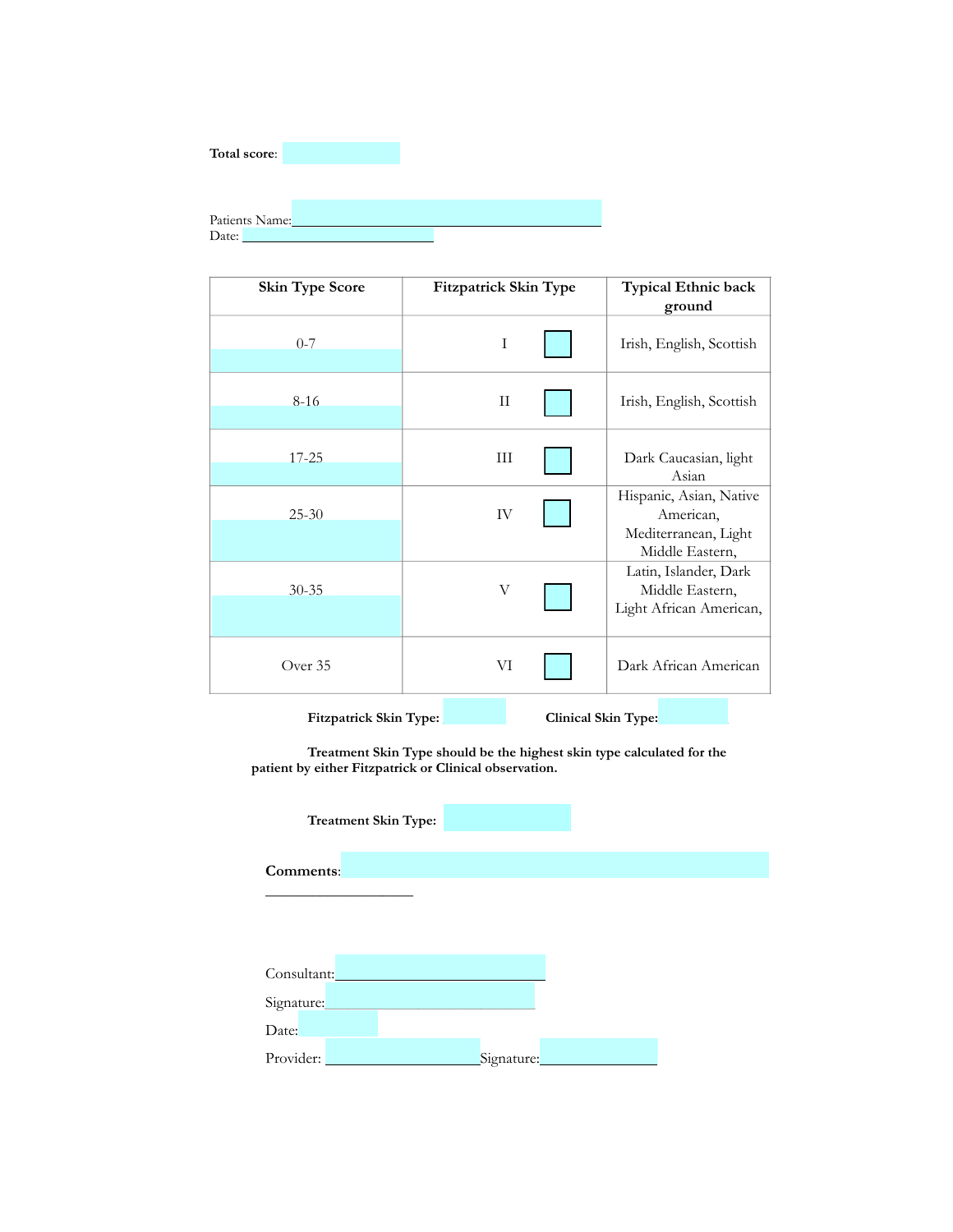**Total score**:

Patients Name:\_\_\_\_\_\_\_\_\_\_\_\_\_\_\_\_\_\_\_\_\_\_\_\_\_\_\_\_\_\_\_\_\_\_\_\_\_\_\_\_\_\_\_\_\_\_\_\_\_
Date: \_\_\_\_\_\_\_\_\_\_\_\_\_\_\_\_\_\_\_\_\_\_\_\_\_\_\_\_\_\_\_\_

| Skin Type Score | Fitzpatrick Skin Type | Typical Ethnic back ground |
|---|---|---|
| 0-7 | I ☐ | Irish, English, Scottish |
| 8-16 | II ☐ | Irish, English, Scottish |
| 17-25 | III ☐ | Dark Caucasian, light Asian |
| 25-30 | IV ☐ | Hispanic, Asian, Native American, Mediterranean, Light Middle Eastern, |
| 30-35 | V ☐ | Latin, Islander, Dark Middle Eastern, Light African American, |
| Over 35 | VI ☐ | Dark African American |

**Fitzpatrick Skin Type:** **Clinical Skin Type:**

**Treatment Skin Type should be the highest skin type calculated for the patient by either Fitzpatrick or Clinical observation.**

**Treatment Skin Type:**

**Comments**:

\_\_\_\_\_\_\_\_\_\_\_\_\_\_\_\_\_\_\_\_\_\_\_\_

Consultant:\_\_\_\_\_\_\_\_\_\_\_\_\_\_\_\_\_\_\_\_\_\_\_\_\_\_\_\_\_\_\_\_\_\_

Signature:\_\_\_\_\_\_\_\_\_\_\_\_\_\_\_\_\_\_\_\_\_\_\_\_\_\_\_\_\_\_\_\_\_\_

Date:

Provider: \_\_\_\_\_\_\_\_\_\_\_\_\_\_\_\_\_\_\_\_\_\_\_\_\_Signature:\_\_\_\_\_\_\_\_\_\_\_\_\_\_\_\_\_\_\_